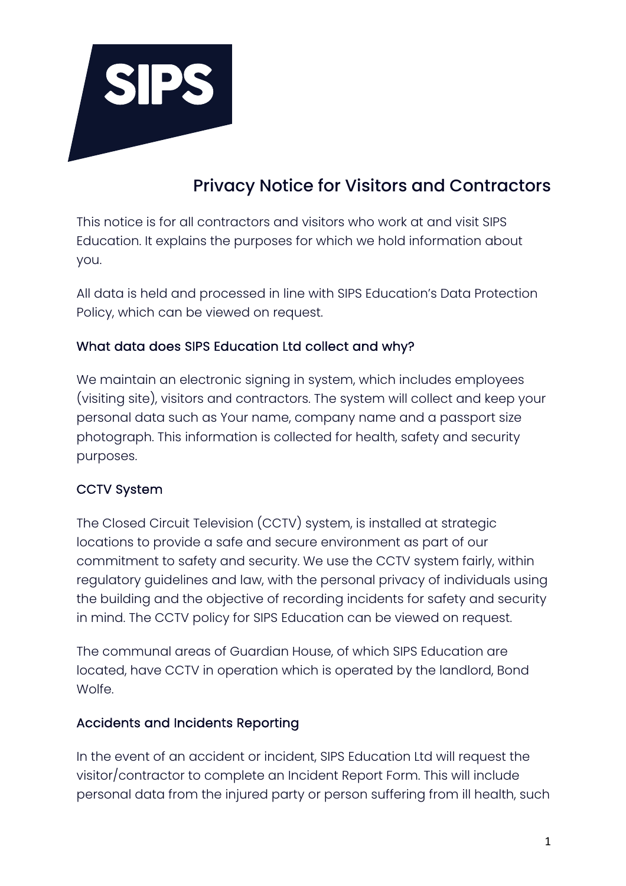SIPS

# Privacy Notice for Visitors and Contractors

This notice is for all contractors and visitors who work at and visit SIPS Education. It explains the purposes for which we hold information about you.

All data is held and processed in line with SIPS Education's Data Protection Policy, which can be viewed on request.

## What data does SIPS Education Ltd collect and why?

We maintain an electronic signing in system, which includes employees (visiting site), visitors and contractors. The system will collect and keep your personal data such as Your name, company name and a passport size photograph. This information is collected for health, safety and security purposes.

## CCTV System

The Closed Circuit Television (CCTV) system, is installed at strategic locations to provide a safe and secure environment as part of our commitment to safety and security. We use the CCTV system fairly, within regulatory guidelines and law, with the personal privacy of individuals using the building and the objective of recording incidents for safety and security in mind. The CCTV policy for SIPS Education can be viewed on request.

The communal areas of Guardian House, of which SIPS Education are located, have CCTV in operation which is operated by the landlord, Bond Wolfe.

## Accidents and Incidents Reporting

In the event of an accident or incident, SIPS Education Ltd will request the visitor/contractor to complete an Incident Report Form. This will include personal data from the injured party or person suffering from ill health, such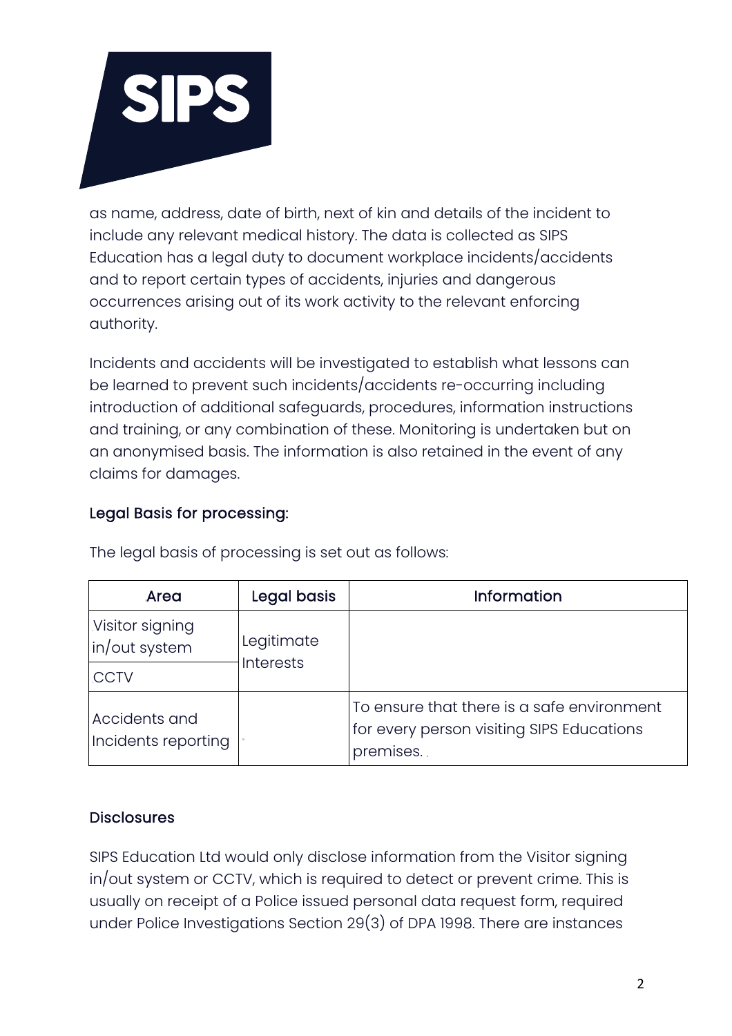as name, address, date of birth, next of kin and details of the incident to include any relevant medical history. The data is collected as SIPS Education has a legal duty to document workplace incidents/accidents and to report certain types of accidents, injuries and dangerous occurrences arising out of its work activity to the relevant enforcing authority.

Incidents and accidents will be investigated to establish what lessons can be learned to prevent such incidents/accidents re-occurring including introduction of additional safeguards, procedures, information instructions and training, or any combination of these. Monitoring is undertaken but on an anonymised basis. The information is also retained in the event of any claims for damages.

## Legal Basis for processing:

The legal basis of processing is set out as follows:

| Area | Legal basis | Information |
|---|---|---|
| Visitor signing in/out system | Legitimate Interests | |
| CCTV | | |
| Accidents and Incidents reporting | | To ensure that there is a safe environment for every person visiting SIPS Educations premises. |

## Disclosures

SIPS Education Ltd would only disclose information from the Visitor signing in/out system or CCTV, which is required to detect or prevent crime. This is usually on receipt of a Police issued personal data request form, required under Police Investigations Section 29(3) of DPA 1998. There are instances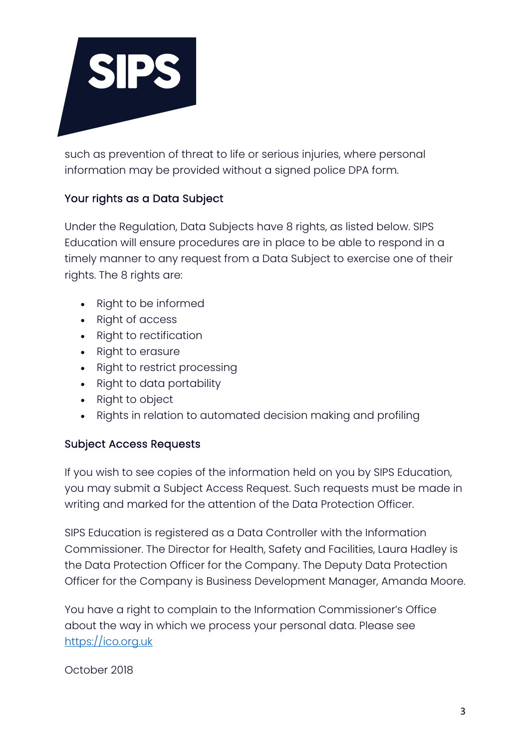such as prevention of threat to life or serious injuries, where personal information may be provided without a signed police DPA form.

### Your rights as a Data Subject

Under the Regulation, Data Subjects have 8 rights, as listed below. SIPS Education will ensure procedures are in place to be able to respond in a timely manner to any request from a Data Subject to exercise one of their rights. The 8 rights are:

- Right to be informed
- Right of access
- Right to rectification
- Right to erasure
- Right to restrict processing
- Right to data portability
- Right to object
- Rights in relation to automated decision making and profiling

### Subject Access Requests

If you wish to see copies of the information held on you by SIPS Education, you may submit a Subject Access Request. Such requests must be made in writing and marked for the attention of the Data Protection Officer.

SIPS Education is registered as a Data Controller with the Information Commissioner. The Director for Health, Safety and Facilities, Laura Hadley is the Data Protection Officer for the Company. The Deputy Data Protection Officer for the Company is Business Development Manager, Amanda Moore.

You have a right to complain to the Information Commissioner's Office about the way in which we process your personal data. Please see [https://ico.org.uk](https://ico.org.uk)

October 2018